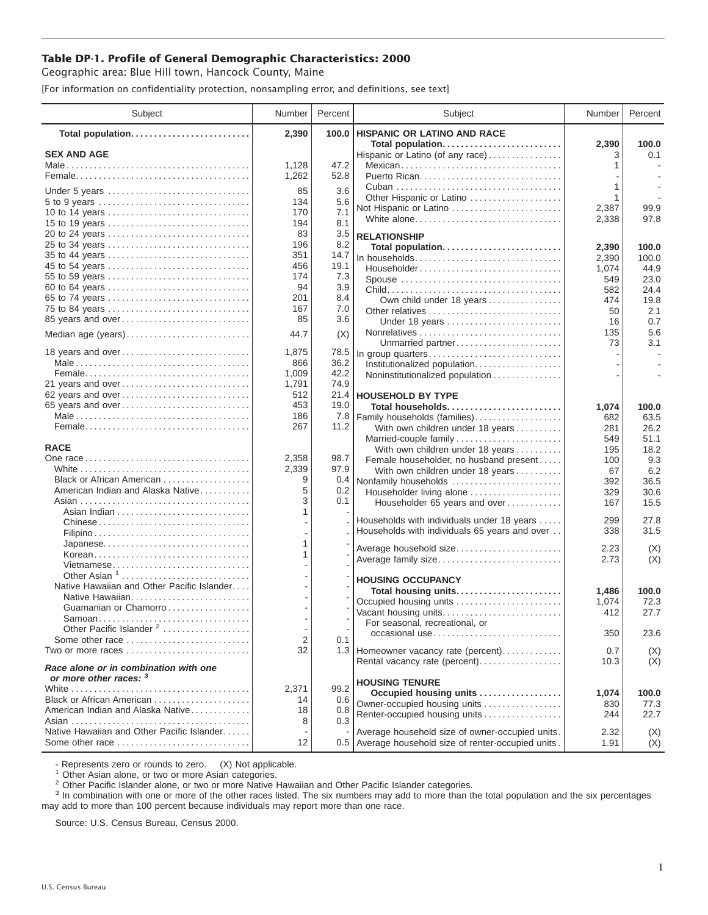**Table DP-1. Profile of General Demographic Characteristics: 2000**

Geographic area: Blue Hill town, Hancock County, Maine

[For information on confidentiality protection, nonsampling error, and definitions, see text]

| Subject | Number | Percent |
|---|---|---|
| **Total population** | **2,390** | **100.0** |
| **SEX AND AGE** | | |
| Male | 1,128 | 47.2 |
| Female | 1,262 | 52.8 |
| Under 5 years | 85 | 3.6 |
| 5 to 9 years | 134 | 5.6 |
| 10 to 14 years | 170 | 7.1 |
| 15 to 19 years | 194 | 8.1 |
| 20 to 24 years | 83 | 3.5 |
| 25 to 34 years | 196 | 8.2 |
| 35 to 44 years | 351 | 14.7 |
| 45 to 54 years | 456 | 19.1 |
| 55 to 59 years | 174 | 7.3 |
| 60 to 64 years | 94 | 3.9 |
| 65 to 74 years | 201 | 8.4 |
| 75 to 84 years | 167 | 7.0 |
| 85 years and over | 85 | 3.6 |
| Median age (years) | 44.7 | (X) |
| 18 years and over | 1,875 | 78.5 |
| Male | 866 | 36.2 |
| Female | 1,009 | 42.2 |
| 21 years and over | 1,791 | 74.9 |
| 62 years and over | 512 | 21.4 |
| 65 years and over | 453 | 19.0 |
| Male | 186 | 7.8 |
| Female | 267 | 11.2 |
| **RACE** | | |
| One race | 2,358 | 98.7 |
| White | 2,339 | 97.9 |
| Black or African American | 9 | 0.4 |
| American Indian and Alaska Native | 5 | 0.2 |
| Asian | 3 | 0.1 |
| Asian Indian | 1 | - |
| Chinese | - | - |
| Filipino | - | - |
| Japanese | 1 | - |
| Korean | 1 | - |
| Vietnamese | - | - |
| Other Asian [1] | - | - |
| Native Hawaiian and Other Pacific Islander | - | - |
| Native Hawaiian | - | - |
| Guamanian or Chamorro | - | - |
| Samoan | - | - |
| Other Pacific Islander [2] | - | - |
| Some other race | 2 | 0.1 |
| Two or more races | 32 | 1.3 |
| ***Race alone or in combination with one or more other races:*** [3] | | |
| White | 2,371 | 99.2 |
| Black or African American | 14 | 0.6 |
| American Indian and Alaska Native | 18 | 0.8 |
| Asian | 8 | 0.3 |
| Native Hawaiian and Other Pacific Islander | - | - |
| Some other race | 12 | 0.5 |

| Subject | Number | Percent |
|---|---|---|
| **HISPANIC OR LATINO AND RACE** | | |
| **Total population** | **2,390** | **100.0** |
| Hispanic or Latino (of any race) | 3 | 0.1 |
| Mexican | 1 | - |
| Puerto Rican | - | - |
| Cuban | 1 | - |
| Other Hispanic or Latino | 1 | - |
| Not Hispanic or Latino | 2,387 | 99.9 |
| White alone | 2,338 | 97.8 |
| **RELATIONSHIP** | | |
| **Total population** | **2,390** | **100.0** |
| In households | 2,390 | 100.0 |
| Householder | 1,074 | 44.9 |
| Spouse | 549 | 23.0 |
| Child | 582 | 24.4 |
| Own child under 18 years | 474 | 19.8 |
| Other relatives | 50 | 2.1 |
| Under 18 years | 16 | 0.7 |
| Nonrelatives | 135 | 5.6 |
| Unmarried partner | 73 | 3.1 |
| In group quarters | - | - |
| Institutionalized population | - | - |
| Noninstitutionalized population | - | - |
| **HOUSEHOLD BY TYPE** | | |
| **Total households** | **1,074** | **100.0** |
| Family households (families) | 682 | 63.5 |
| With own children under 18 years | 281 | 26.2 |
| Married-couple family | 549 | 51.1 |
| With own children under 18 years | 195 | 18.2 |
| Female householder, no husband present | 100 | 9.3 |
| With own children under 18 years | 67 | 6.2 |
| Nonfamily households | 392 | 36.5 |
| Householder living alone | 329 | 30.6 |
| Householder 65 years and over | 167 | 15.5 |
| Households with individuals under 18 years | 299 | 27.8 |
| Households with individuals 65 years and over | 338 | 31.5 |
| Average household size | 2.23 | (X) |
| Average family size | 2.73 | (X) |
| **HOUSING OCCUPANCY** | | |
| **Total housing units** | **1,486** | **100.0** |
| Occupied housing units | 1,074 | 72.3 |
| Vacant housing units | 412 | 27.7 |
| For seasonal, recreational, or occasional use | 350 | 23.6 |
| Homeowner vacancy rate (percent) | 0.7 | (X) |
| Rental vacancy rate (percent) | 10.3 | (X) |
| **HOUSING TENURE** | | |
| **Occupied housing units** | **1,074** | **100.0** |
| Owner-occupied housing units | 830 | 77.3 |
| Renter-occupied housing units | 244 | 22.7 |
| Average household size of owner-occupied units | 2.32 | (X) |
| Average household size of renter-occupied units | 1.91 | (X) |

- Represents zero or rounds to zero. (X) Not applicable.

[1] Other Asian alone, or two or more Asian categories.

[2] Other Pacific Islander alone, or two or more Native Hawaiian and Other Pacific Islander categories.

[3] In combination with one or more of the other races listed. The six numbers may add to more than the total population and the six percentages may add to more than 100 percent because individuals may report more than one race.

Source: U.S. Census Bureau, Census 2000.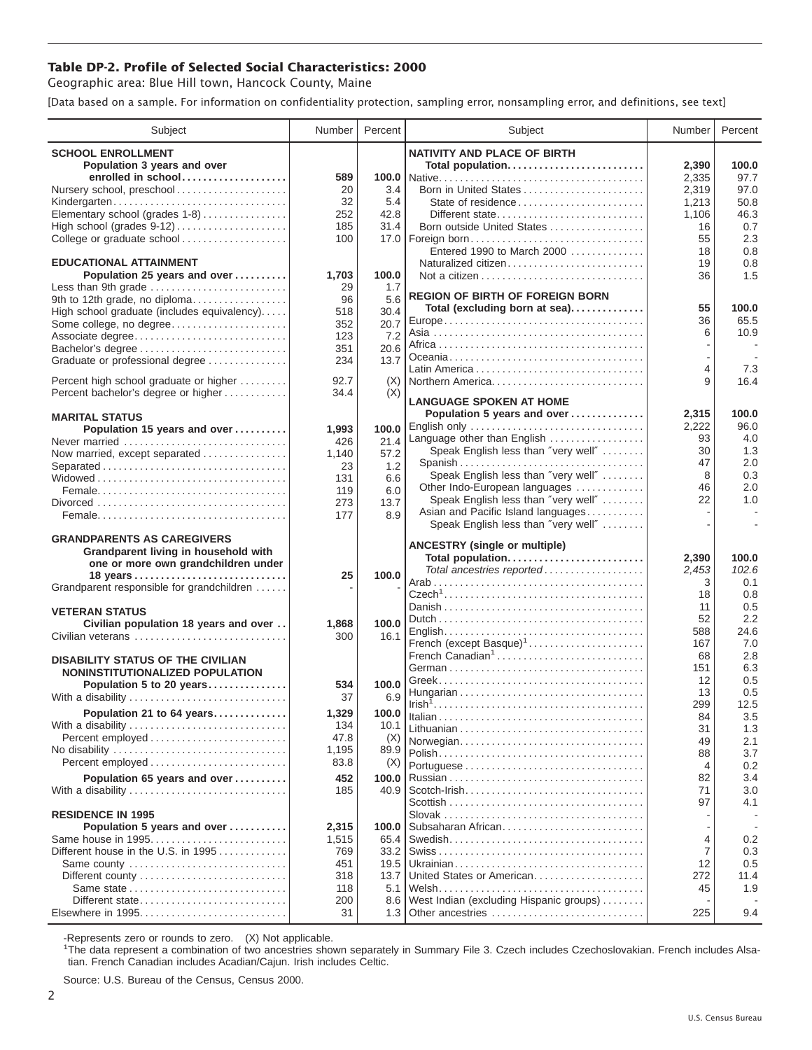**Table DP-2. Profile of Selected Social Characteristics: 2000**

Geographic area: Blue Hill town, Hancock County, Maine

[Data based on a sample. For information on confidentiality protection, sampling error, nonsampling error, and definitions, see text]

| Subject | Number | Percent |
|---|---|---|
| **SCHOOL ENROLLMENT** | | |
| **Population 3 years and over enrolled in school** | **589** | **100.0** |
| Nursery school, preschool | 20 | 3.4 |
| Kindergarten | 32 | 5.4 |
| Elementary school (grades 1-8) | 252 | 42.8 |
| High school (grades 9-12) | 185 | 31.4 |
| College or graduate school | 100 | 17.0 |
| **EDUCATIONAL ATTAINMENT** | | |
| **Population 25 years and over** | **1,703** | **100.0** |
| Less than 9th grade | 29 | 1.7 |
| 9th to 12th grade, no diploma | 96 | 5.6 |
| High school graduate (includes equivalency) | 518 | 30.4 |
| Some college, no degree | 352 | 20.7 |
| Associate degree | 123 | 7.2 |
| Bachelor's degree | 351 | 20.6 |
| Graduate or professional degree | 234 | 13.7 |
| Percent high school graduate or higher | 92.7 | (X) |
| Percent bachelor's degree or higher | 34.4 | (X) |
| **MARITAL STATUS** | | |
| **Population 15 years and over** | **1,993** | **100.0** |
| Never married | 426 | 21.4 |
| Now married, except separated | 1,140 | 57.2 |
| Separated | 23 | 1.2 |
| Widowed | 131 | 6.6 |
| Female | 119 | 6.0 |
| Divorced | 273 | 13.7 |
| Female | 177 | 8.9 |
| **GRANDPARENTS AS CAREGIVERS** | | |
| **Grandparent living in household with one or more own grandchildren under 18 years** | **25** | **100.0** |
| Grandparent responsible for grandchildren | - | - |
| **VETERAN STATUS** | | |
| **Civilian population 18 years and over** | **1,868** | **100.0** |
| Civilian veterans | 300 | 16.1 |
| **DISABILITY STATUS OF THE CIVILIAN NONINSTITUTIONALIZED POPULATION** | | |
| **Population 5 to 20 years** | **534** | **100.0** |
| With a disability | 37 | 6.9 |
| **Population 21 to 64 years** | **1,329** | **100.0** |
| With a disability | 134 | 10.1 |
| Percent employed | 47.8 | (X) |
| No disability | 1,195 | 89.9 |
| Percent employed | 83.8 | (X) |
| **Population 65 years and over** | **452** | **100.0** |
| With a disability | 185 | 40.9 |
| **RESIDENCE IN 1995** | | |
| **Population 5 years and over** | **2,315** | **100.0** |
| Same house in 1995 | 1,515 | 65.4 |
| Different house in the U.S. in 1995 | 769 | 33.2 |
| Same county | 451 | 19.5 |
| Different county | 318 | 13.7 |
| Same state | 118 | 5.1 |
| Different state | 200 | 8.6 |
| Elsewhere in 1995 | 31 | 1.3 |

| Subject | Number | Percent |
|---|---|---|
| **NATIVITY AND PLACE OF BIRTH** | | |
| **Total population** | **2,390** | **100.0** |
| Native | 2,335 | 97.7 |
| Born in United States | 2,319 | 97.0 |
| State of residence | 1,213 | 50.8 |
| Different state | 1,106 | 46.3 |
| Born outside United States | 16 | 0.7 |
| Foreign born | 55 | 2.3 |
| Entered 1990 to March 2000 | 18 | 0.8 |
| Naturalized citizen | 19 | 0.8 |
| Not a citizen | 36 | 1.5 |
| **REGION OF BIRTH OF FOREIGN BORN** | | |
| **Total (excluding born at sea)** | **55** | **100.0** |
| Europe | 36 | 65.5 |
| Asia | 6 | 10.9 |
| Africa | - | - |
| Oceania | - | - |
| Latin America | 4 | 7.3 |
| Northern America | 9 | 16.4 |
| **LANGUAGE SPOKEN AT HOME** | | |
| **Population 5 years and over** | **2,315** | **100.0** |
| English only | 2,222 | 96.0 |
| Language other than English | 93 | 4.0 |
| Speak English less than "very well" | 30 | 1.3 |
| Spanish | 47 | 2.0 |
| Speak English less than "very well" | 8 | 0.3 |
| Other Indo-European languages | 46 | 2.0 |
| Speak English less than "very well" | 22 | 1.0 |
| Asian and Pacific Island languages | - | - |
| Speak English less than "very well" | - | - |
| **ANCESTRY (single or multiple)** | | |
| **Total population** | **2,390** | **100.0** |
| *Total ancestries reported* | *2,453* | *102.6* |
| Arab | 3 | 0.1 |
| Czech[1] | 18 | 0.8 |
| Danish | 11 | 0.5 |
| Dutch | 52 | 2.2 |
| English | 588 | 24.6 |
| French (except Basque)[1] | 167 | 7.0 |
| French Canadian[1] | 68 | 2.8 |
| German | 151 | 6.3 |
| Greek | 12 | 0.5 |
| Hungarian | 13 | 0.5 |
| Irish[1] | 299 | 12.5 |
| Italian | 84 | 3.5 |
| Lithuanian | 31 | 1.3 |
| Norwegian | 49 | 2.1 |
| Polish | 88 | 3.7 |
| Portuguese | 4 | 0.2 |
| Russian | 82 | 3.4 |
| Scotch-Irish | 71 | 3.0 |
| Scottish | 97 | 4.1 |
| Slovak | - | - |
| Subsaharan African | - | - |
| Swedish | 4 | 0.2 |
| Swiss | 7 | 0.3 |
| Ukrainian | 12 | 0.5 |
| United States or American | 272 | 11.4 |
| Welsh | 45 | 1.9 |
| West Indian (excluding Hispanic groups) | - | - |
| Other ancestries | 225 | 9.4 |

-Represents zero or rounds to zero. (X) Not applicable.

[1]The data represent a combination of two ancestries shown separately in Summary File 3. Czech includes Czechoslovakian. French includes Alsatian. French Canadian includes Acadian/Cajun. Irish includes Celtic.

Source: U.S. Bureau of the Census, Census 2000.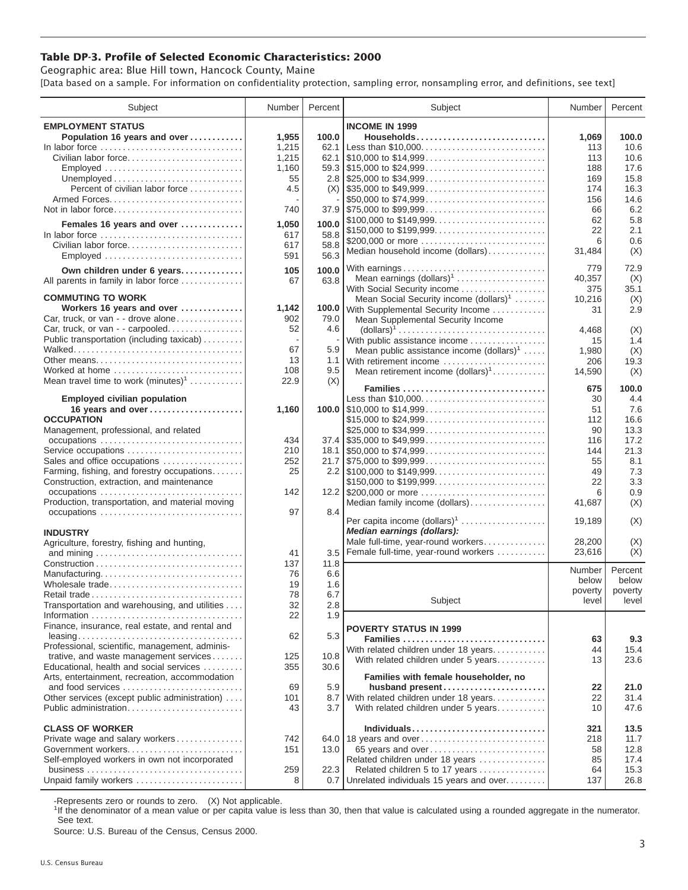## Table DP-3. Profile of Selected Economic Characteristics: 2000

Geographic area: Blue Hill town, Hancock County, Maine

[Data based on a sample. For information on confidentiality protection, sampling error, nonsampling error, and definitions, see text]

| Subject | Number | Percent |
|---|---|---|
| **EMPLOYMENT STATUS** | | |
| **Population 16 years and over** | **1,955** | **100.0** |
| In labor force | 1,215 | 62.1 |
| Civilian labor force | 1,215 | 62.1 |
| Employed | 1,160 | 59.3 |
| Unemployed | 55 | 2.8 |
| Percent of civilian labor force | 4.5 | (X) |
| Armed Forces | - | - |
| Not in labor force | 740 | 37.9 |
| **Females 16 years and over** | **1,050** | **100.0** |
| In labor force | 617 | 58.8 |
| Civilian labor force | 617 | 58.8 |
| Employed | 591 | 56.3 |
| **Own children under 6 years** | **105** | **100.0** |
| All parents in family in labor force | 67 | 63.8 |
| **COMMUTING TO WORK** | | |
| **Workers 16 years and over** | **1,142** | **100.0** |
| Car, truck, or van - - drove alone | 902 | 79.0 |
| Car, truck, or van - - carpooled | 52 | 4.6 |
| Public transportation (including taxicab) | - | - |
| Walked | 67 | 5.9 |
| Other means | 13 | 1.1 |
| Worked at home | 108 | 9.5 |
| Mean travel time to work (minutes)[1] | 22.9 | (X) |
| **Employed civilian population 16 years and over** | **1,160** | **100.0** |
| **OCCUPATION** | | |
| Management, professional, and related occupations | 434 | 37.4 |
| Service occupations | 210 | 18.1 |
| Sales and office occupations | 252 | 21.7 |
| Farming, fishing, and forestry occupations | 25 | 2.2 |
| Construction, extraction, and maintenance occupations | 142 | 12.2 |
| Production, transportation, and material moving occupations | 97 | 8.4 |
| **INDUSTRY** | | |
| Agriculture, forestry, fishing and hunting, and mining | 41 | 3.5 |
| Construction | 137 | 11.8 |
| Manufacturing | 76 | 6.6 |
| Wholesale trade | 19 | 1.6 |
| Retail trade | 78 | 6.7 |
| Transportation and warehousing, and utilities | 32 | 2.8 |
| Information | 22 | 1.9 |
| Finance, insurance, real estate, and rental and leasing | 62 | 5.3 |
| Professional, scientific, management, administrative, and waste management services | 125 | 10.8 |
| Educational, health and social services | 355 | 30.6 |
| Arts, entertainment, recreation, accommodation and food services | 69 | 5.9 |
| Other services (except public administration) | 101 | 8.7 |
| Public administration | 43 | 3.7 |
| **CLASS OF WORKER** | | |
| Private wage and salary workers | 742 | 64.0 |
| Government workers | 151 | 13.0 |
| Self-employed workers in own not incorporated business | 259 | 22.3 |
| Unpaid family workers | 8 | 0.7 |

| Subject | Number | Percent |
|---|---|---|
| **INCOME IN 1999** | | |
| **Households** | **1,069** | **100.0** |
| Less than $10,000 | 113 | 10.6 |
| $10,000 to $14,999 | 113 | 10.6 |
| $15,000 to $24,999 | 188 | 17.6 |
| $25,000 to $34,999 | 169 | 15.8 |
| $35,000 to $49,999 | 174 | 16.3 |
| $50,000 to $74,999 | 156 | 14.6 |
| $75,000 to $99,999 | 66 | 6.2 |
| $100,000 to $149,999 | 62 | 5.8 |
| $150,000 to $199,999 | 22 | 2.1 |
| $200,000 or more | 6 | 0.6 |
| Median household income (dollars) | 31,484 | (X) |
| With earnings | 779 | 72.9 |
| Mean earnings (dollars)[1] | 40,357 | (X) |
| With Social Security income | 375 | 35.1 |
| Mean Social Security income (dollars)[1] | 10,216 | (X) |
| With Supplemental Security Income | 31 | 2.9 |
| Mean Supplemental Security Income (dollars)[1] | 4,468 | (X) |
| With public assistance income | 15 | 1.4 |
| Mean public assistance income (dollars)[1] | 1,980 | (X) |
| With retirement income | 206 | 19.3 |
| Mean retirement income (dollars)[1] | 14,590 | (X) |
| **Families** | **675** | **100.0** |
| Less than $10,000 | 30 | 4.4 |
| $10,000 to $14,999 | 51 | 7.6 |
| $15,000 to $24,999 | 112 | 16.6 |
| $25,000 to $34,999 | 90 | 13.3 |
| $35,000 to $49,999 | 116 | 17.2 |
| $50,000 to $74,999 | 144 | 21.3 |
| $75,000 to $99,999 | 55 | 8.1 |
| $100,000 to $149,999 | 49 | 7.3 |
| $150,000 to $199,999 | 22 | 3.3 |
| $200,000 or more | 6 | 0.9 |
| Median family income (dollars) | 41,687 | (X) |
| Per capita income (dollars)[1] | 19,189 | (X) |
| ***Median earnings (dollars):*** | | |
| Male full-time, year-round workers | 28,200 | (X) |
| Female full-time, year-round workers | 23,616 | (X) |

| Subject | Number below poverty level | Percent below poverty level |
|---|---|---|
| **POVERTY STATUS IN 1999** | | |
| **Families** | **63** | **9.3** |
| With related children under 18 years | 44 | 15.4 |
| With related children under 5 years | 13 | 23.6 |
| **Families with female householder, no husband present** | **22** | **21.0** |
| With related children under 18 years | 22 | 31.4 |
| With related children under 5 years | 10 | 47.6 |
| **Individuals** | **321** | **13.5** |
| 18 years and over | 218 | 11.7 |
| 65 years and over | 58 | 12.8 |
| Related children under 18 years | 85 | 17.4 |
| Related children 5 to 17 years | 64 | 15.3 |
| Unrelated individuals 15 years and over | 137 | 26.8 |

-Represents zero or rounds to zero. (X) Not applicable.

[1]If the denominator of a mean value or per capita value is less than 30, then that value is calculated using a rounded aggregate in the numerator. See text.

Source: U.S. Bureau of the Census, Census 2000.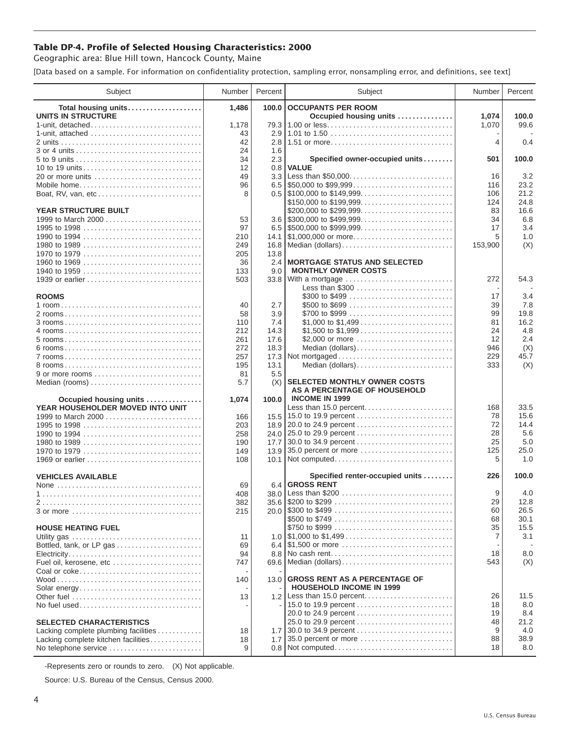### Table DP-4. Profile of Selected Housing Characteristics: 2000

Geographic area: Blue Hill town, Hancock County, Maine

[Data based on a sample. For information on confidentiality protection, sampling error, nonsampling error, and definitions, see text]

| Subject | Number | Percent |
|---|---|---|
| **Total housing units** | **1,486** | **100.0** |
| **UNITS IN STRUCTURE** | | |
| 1-unit, detached | 1,178 | 79.3 |
| 1-unit, attached | 43 | 2.9 |
| 2 units | 42 | 2.8 |
| 3 or 4 units | 24 | 1.6 |
| 5 to 9 units | 34 | 2.3 |
| 10 to 19 units | 12 | 0.8 |
| 20 or more units | 49 | 3.3 |
| Mobile home | 96 | 6.5 |
| Boat, RV, van, etc | 8 | 0.5 |
| **YEAR STRUCTURE BUILT** | | |
| 1999 to March 2000 | 53 | 3.6 |
| 1995 to 1998 | 97 | 6.5 |
| 1990 to 1994 | 210 | 14.1 |
| 1980 to 1989 | 249 | 16.8 |
| 1970 to 1979 | 205 | 13.8 |
| 1960 to 1969 | 36 | 2.4 |
| 1940 to 1959 | 133 | 9.0 |
| 1939 or earlier | 503 | 33.8 |
| **ROOMS** | | |
| 1 room | 40 | 2.7 |
| 2 rooms | 58 | 3.9 |
| 3 rooms | 110 | 7.4 |
| 4 rooms | 212 | 14.3 |
| 5 rooms | 261 | 17.6 |
| 6 rooms | 272 | 18.3 |
| 7 rooms | 257 | 17.3 |
| 8 rooms | 195 | 13.1 |
| 9 or more rooms | 81 | 5.5 |
| Median (rooms) | 5.7 | (X) |
| **Occupied housing units** | **1,074** | **100.0** |
| **YEAR HOUSEHOLDER MOVED INTO UNIT** | | |
| 1999 to March 2000 | 166 | 15.5 |
| 1995 to 1998 | 203 | 18.9 |
| 1990 to 1994 | 258 | 24.0 |
| 1980 to 1989 | 190 | 17.7 |
| 1970 to 1979 | 149 | 13.9 |
| 1969 or earlier | 108 | 10.1 |
| **VEHICLES AVAILABLE** | | |
| None | 69 | 6.4 |
| 1 | 408 | 38.0 |
| 2 | 382 | 35.6 |
| 3 or more | 215 | 20.0 |
| **HOUSE HEATING FUEL** | | |
| Utility gas | 11 | 1.0 |
| Bottled, tank, or LP gas | 69 | 6.4 |
| Electricity | 94 | 8.8 |
| Fuel oil, kerosene, etc | 747 | 69.6 |
| Coal or coke | - | - |
| Wood | 140 | 13.0 |
| Solar energy | - | - |
| Other fuel | 13 | 1.2 |
| No fuel used | - | - |
| **SELECTED CHARACTERISTICS** | | |
| Lacking complete plumbing facilities | 18 | 1.7 |
| Lacking complete kitchen facilities | 18 | 1.7 |
| No telephone service | 9 | 0.8 |
| **OCCUPANTS PER ROOM** | | |
| **Occupied housing units** | **1,074** | **100.0** |
| 1.00 or less | 1,070 | 99.6 |
| 1.01 to 1.50 | - | - |
| 1.51 or more | 4 | 0.4 |
| **Specified owner-occupied units** | **501** | **100.0** |
| **VALUE** | | |
| Less than $50,000 | 16 | 3.2 |
| $50,000 to $99,999 | 116 | 23.2 |
| $100,000 to $149,999 | 106 | 21.2 |
| $150,000 to $199,999 | 124 | 24.8 |
| $200,000 to $299,999 | 83 | 16.6 |
| $300,000 to $499,999 | 34 | 6.8 |
| $500,000 to $999,999 | 17 | 3.4 |
| $1,000,000 or more | 5 | 1.0 |
| Median (dollars) | 153,900 | (X) |
| **MORTGAGE STATUS AND SELECTED MONTHLY OWNER COSTS** | | |
| With a mortgage | 272 | 54.3 |
| Less than $300 | - | - |
| $300 to $499 | 17 | 3.4 |
| $500 to $699 | 39 | 7.8 |
| $700 to $999 | 99 | 19.8 |
| $1,000 to $1,499 | 81 | 16.2 |
| $1,500 to $1,999 | 24 | 4.8 |
| $2,000 or more | 12 | 2.4 |
| Median (dollars) | 946 | (X) |
| Not mortgaged | 229 | 45.7 |
| Median (dollars) | 333 | (X) |
| **SELECTED MONTHLY OWNER COSTS AS A PERCENTAGE OF HOUSEHOLD INCOME IN 1999** | | |
| Less than 15.0 percent | 168 | 33.5 |
| 15.0 to 19.9 percent | 78 | 15.6 |
| 20.0 to 24.9 percent | 72 | 14.4 |
| 25.0 to 29.9 percent | 28 | 5.6 |
| 30.0 to 34.9 percent | 25 | 5.0 |
| 35.0 percent or more | 125 | 25.0 |
| Not computed | 5 | 1.0 |
| **Specified renter-occupied units** | **226** | **100.0** |
| **GROSS RENT** | | |
| Less than $200 | 9 | 4.0 |
| $200 to $299 | 29 | 12.8 |
| $300 to $499 | 60 | 26.5 |
| $500 to $749 | 68 | 30.1 |
| $750 to $999 | 35 | 15.5 |
| $1,000 to $1,499 | 7 | 3.1 |
| $1,500 or more | - | - |
| No cash rent | 18 | 8.0 |
| Median (dollars) | 543 | (X) |
| **GROSS RENT AS A PERCENTAGE OF HOUSEHOLD INCOME IN 1999** | | |
| Less than 15.0 percent | 26 | 11.5 |
| 15.0 to 19.9 percent | 18 | 8.0 |
| 20.0 to 24.9 percent | 19 | 8.4 |
| 25.0 to 29.9 percent | 48 | 21.2 |
| 30.0 to 34.9 percent | 9 | 4.0 |
| 35.0 percent or more | 88 | 38.9 |
| Not computed | 18 | 8.0 |

-Represents zero or rounds to zero. (X) Not applicable.

Source: U.S. Bureau of the Census, Census 2000.